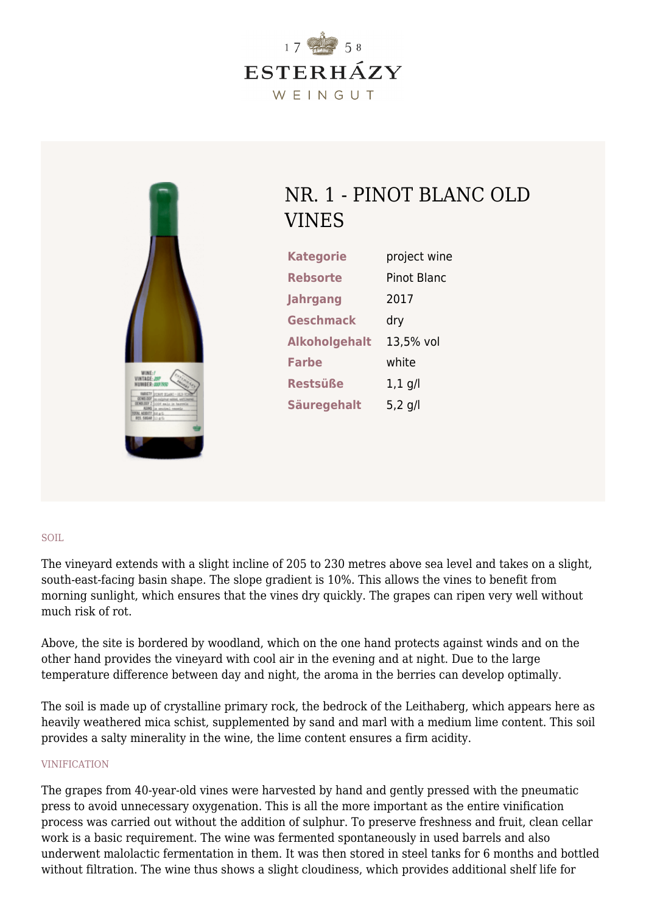1758

ESTERHÁZY

WEINGUT

# NR. 1 - PINOT BLANC OLD VINES

| | |
|---|---|
| **Kategorie** | project wine |
| **Rebsorte** | Pinot Blanc |
| **Jahrgang** | 2017 |
| **Geschmack** | dry |
| **Alkoholgehalt** | 13,5% vol |
| **Farbe** | white |
| **Restsüße** | 1,1 g/l |
| **Säuregehalt** | 5,2 g/l |

## SOIL

The vineyard extends with a slight incline of 205 to 230 metres above sea level and takes on a slight, south-east-facing basin shape. The slope gradient is 10%. This allows the vines to benefit from morning sunlight, which ensures that the vines dry quickly. The grapes can ripen very well without much risk of rot.

Above, the site is bordered by woodland, which on the one hand protects against winds and on the other hand provides the vineyard with cool air in the evening and at night. Due to the large temperature difference between day and night, the aroma in the berries can develop optimally.

The soil is made up of crystalline primary rock, the bedrock of the Leithaberg, which appears here as heavily weathered mica schist, supplemented by sand and marl with a medium lime content. This soil provides a salty minerality in the wine, the lime content ensures a firm acidity.

## VINIFICATION

The grapes from 40-year-old vines were harvested by hand and gently pressed with the pneumatic press to avoid unnecessary oxygenation. This is all the more important as the entire vinification process was carried out without the addition of sulphur. To preserve freshness and fruit, clean cellar work is a basic requirement. The wine was fermented spontaneously in used barrels and also underwent malolactic fermentation in them. It was then stored in steel tanks for 6 months and bottled without filtration. The wine thus shows a slight cloudiness, which provides additional shelf life for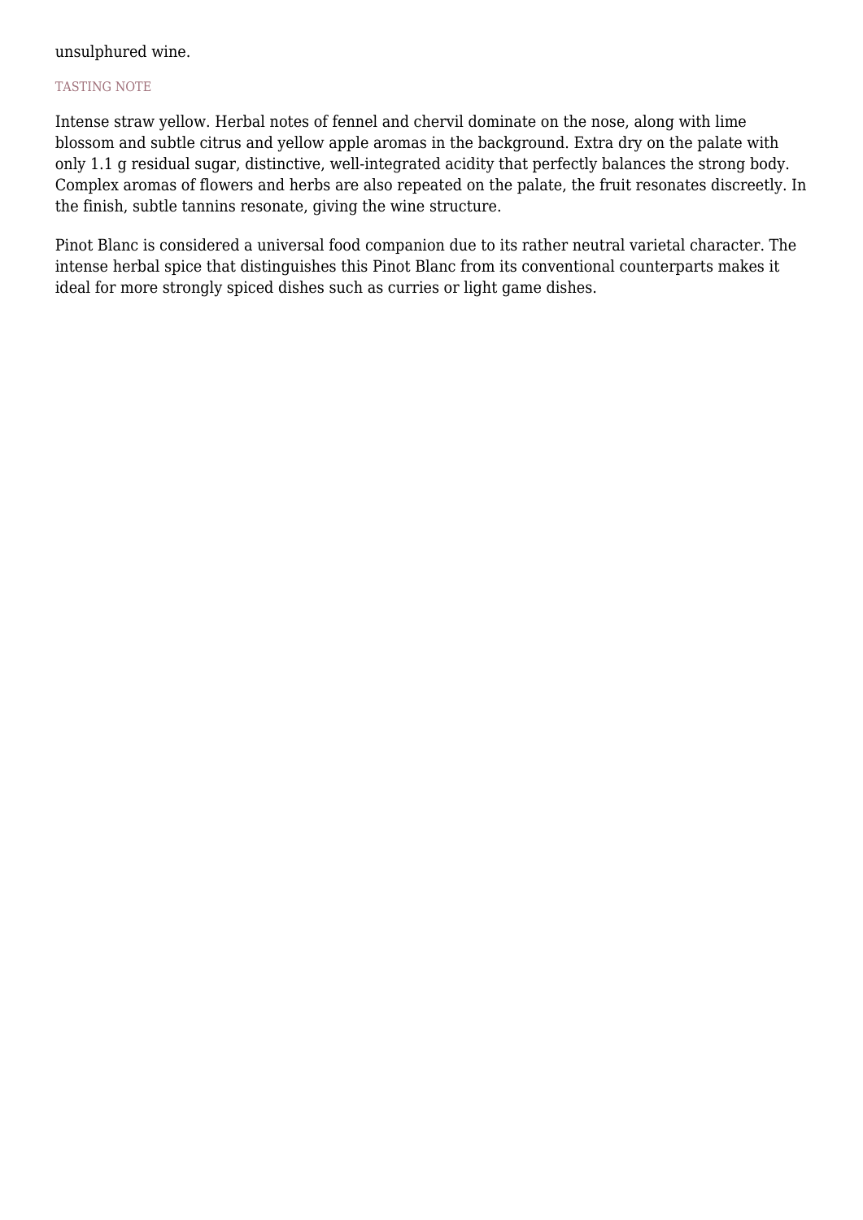unsulphured wine.

## TASTING NOTE

Intense straw yellow. Herbal notes of fennel and chervil dominate on the nose, along with lime blossom and subtle citrus and yellow apple aromas in the background. Extra dry on the palate with only 1.1 g residual sugar, distinctive, well-integrated acidity that perfectly balances the strong body. Complex aromas of flowers and herbs are also repeated on the palate, the fruit resonates discreetly. In the finish, subtle tannins resonate, giving the wine structure.

Pinot Blanc is considered a universal food companion due to its rather neutral varietal character. The intense herbal spice that distinguishes this Pinot Blanc from its conventional counterparts makes it ideal for more strongly spiced dishes such as curries or light game dishes.